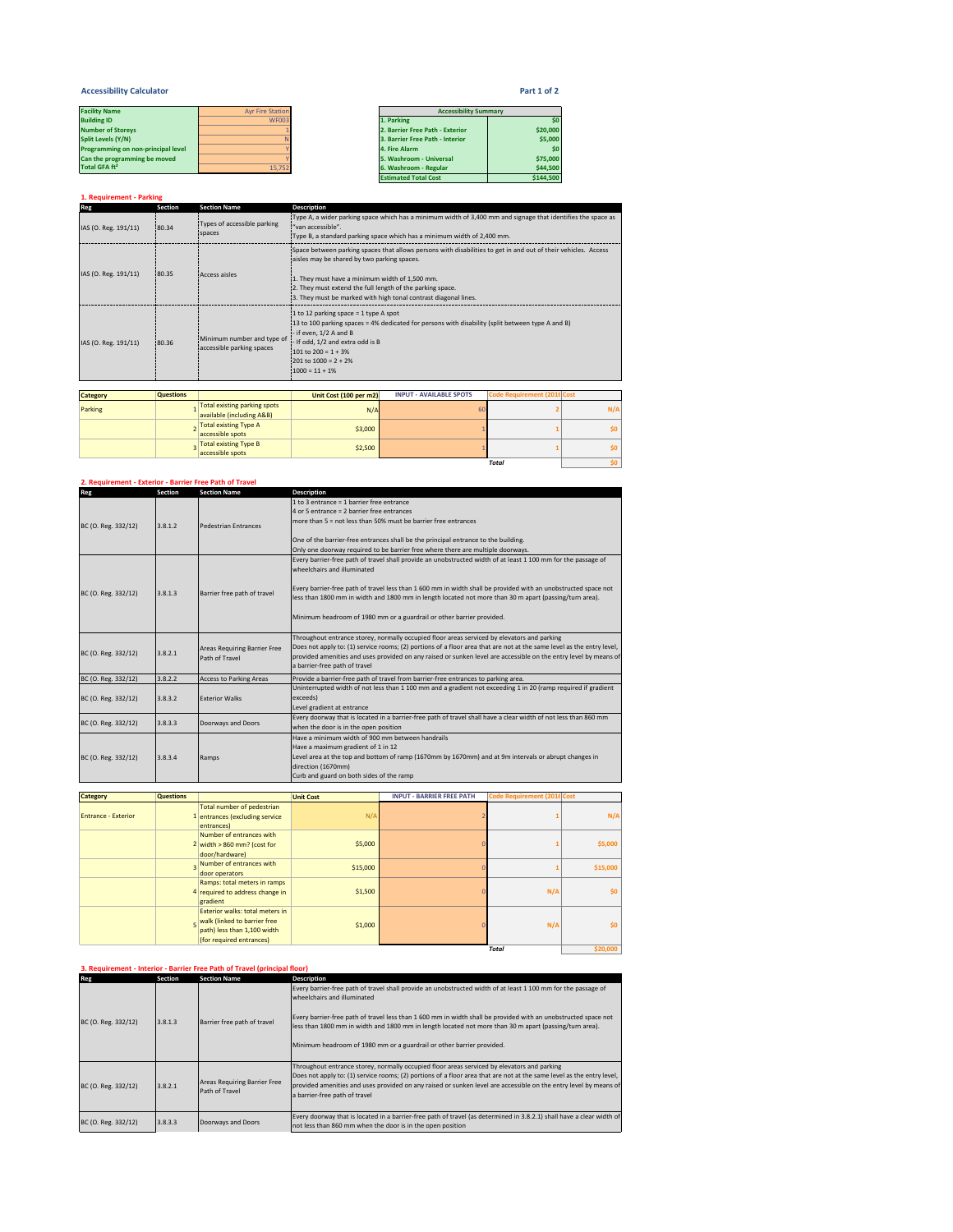## Accessibility Calculator

Part 1 of 2

| | |
|---|---|
| Facility Name | Ayr Fire Station |
| Building ID | WF003 |
| Number of Storeys | 1 |
| Split Levels (Y/N) | N |
| Programming on non-principal level | Y |
| Can the programming be moved | Y |
| Total GFA ft² | 15,752 |

| Accessibility Summary | |
|---|---|
| 1. Parking | $0 |
| 2. Barrier Free Path - Exterior | $20,000 |
| 3. Barrier Free Path - Interior | $5,000 |
| 4. Fire Alarm | $0 |
| 5. Washroom - Universal | $75,000 |
| 6. Washroom - Regular | $44,500 |
| Estimated Total Cost | $144,500 |

### 1. Requirement - Parking

| Reg | Section | Section Name | Description |
|---|---|---|---|
| IAS (O. Reg. 191/11) | 80.34 | Types of accessible parking spaces | Type A, a wider parking space which has a minimum width of 3,400 mm and signage that identifies the space as "van accessible".<br>Type B, a standard parking space which has a minimum width of 2,400 mm. |
| IAS (O. Reg. 191/11) | 80.35 | Access aisles | Space between parking spaces that allows persons with disabilities to get in and out of their vehicles. Access aisles may be shared by two parking spaces.<br><br>1. They must have a minimum width of 1,500 mm.<br>2. They must extend the full length of the parking space.<br>3. They must be marked with high tonal contrast diagonal lines. |
| IAS (O. Reg. 191/11) | 80.36 | Minimum number and type of accessible parking spaces | 1 to 12 parking space = 1 type A spot<br>13 to 100 parking spaces = 4% dedicated for persons with disability (split between type A and B)<br>- if even, 1/2 A and B<br>- if odd, 1/2 and extra odd is B<br>101 to 200 = 1 + 3%<br>201 to 1000 = 2 + 2%<br>1000 = 11 + 1% |

| Category | Questions | | Unit Cost (100 per m2) | INPUT - AVAILABLE SPOTS | Code Requirement (2016 | Cost |
|---|---|---|---|---|---|---|
| Parking | 1 | Total existing parking spots available (including A&B) | N/A | 60 | 2 | N/A |
| | 2 | Total existing Type A accessible spots | $3,000 | 1 | 1 | $0 |
| | 3 | Total existing Type B accessible spots | $2,500 | 1 | 1 | $0 |
| | | | | | Total | $0 |

### 2. Requirement - Exterior - Barrier Free Path of Travel

| Reg | Section | Section Name | Description |
|---|---|---|---|
| BC (O. Reg. 332/12) | 3.8.1.2 | Pedestrian Entrances | 1 to 3 entrance = 1 barrier free entrance<br>4 or 5 entrance = 2 barrier free entrances<br>more than 5 = not less than 50% must be barrier free entrances<br><br>One of the barrier-free entrances shall be the principal entrance to the building.<br>Only one doorway required to be barrier free where there are multiple doorways. |
| BC (O. Reg. 332/12) | 3.8.1.3 | Barrier free path of travel | Every barrier-free path of travel shall provide an unobstructed width of at least 1 100 mm for the passage of wheelchairs and illuminated<br><br>Every barrier-free path of travel less than 1 600 mm in width shall be provided with an unobstructed space not less than 1800 mm in width and 1800 mm in length located not more than 30 m apart (passing/turn area).<br><br>Minimum headroom of 1980 mm or a guardrail or other barrier provided. |
| BC (O. Reg. 332/12) | 3.8.2.1 | Areas Requiring Barrier Free Path of Travel | Throughout entrance storey, normally occupied floor areas serviced by elevators and parking<br>Does not apply to: (1) service rooms; (2) portions of a floor area that are not at the same level as the entry level, provided amenities and uses provided on any raised or sunken level are accessible on the entry level by means of a barrier-free path of travel |
| BC (O. Reg. 332/12) | 3.8.2.2 | Access to Parking Areas | Provide a barrier-free path of travel from barrier-free entrances to parking area. |
| BC (O. Reg. 332/12) | 3.8.3.2 | Exterior Walks | Uninterrupted width of not less than 1 100 mm and a gradient not exceeding 1 in 20 (ramp required if gradient exceeds)<br>Level gradient at entrance |
| BC (O. Reg. 332/12) | 3.8.3.3 | Doorways and Doors | Every doorway that is located in a barrier-free path of travel shall have a clear width of not less than 860 mm when the door is in the open position |
| BC (O. Reg. 332/12) | 3.8.3.4 | Ramps | Have a minimum width of 900 mm between handrails<br>Have a maximum gradient of 1 in 12<br>Level area at the top and bottom of ramp (1670mm by 1670mm) and at 9m intervals or abrupt changes in direction (1670mm)<br>Curb and guard on both sides of the ramp |

| Category | Questions | | Unit Cost | INPUT - BARRIER FREE PATH | Code Requirement (2016 | Cost |
|---|---|---|---|---|---|---|
| Entrance - Exterior | 1 | Total number of pedestrian entrances (excluding service entrances) | N/A | 2 | 1 | N/A |
| | 2 | Number of entrances with width > 860 mm? (cost for door/hardware) | $5,000 | 0 | 1 | $5,000 |
| | 3 | Number of entrances with door operators | $15,000 | 0 | 1 | $15,000 |
| | 4 | Ramps: total meters in ramps required to address change in gradient | $1,500 | 0 | N/A | $0 |
| | 5 | Exterior walks: total meters in walk (linked to barrier free path) less than 1,100 width (for required entrances) | $1,000 | 0 | N/A | $0 |
| | | | | | Total | $20,000 |

### 3. Requirement - Interior - Barrier Free Path of Travel (principal floor)

| Reg | Section | Section Name | Description |
|---|---|---|---|
| BC (O. Reg. 332/12) | 3.8.1.3 | Barrier free path of travel | Every barrier-free path of travel shall provide an unobstructed width of at least 1 100 mm for the passage of wheelchairs and illuminated<br><br>Every barrier-free path of travel less than 1 600 mm in width shall be provided with an unobstructed space not less than 1800 mm in width and 1800 mm in length located not more than 30 m apart (passing/turn area).<br><br>Minimum headroom of 1980 mm or a guardrail or other barrier provided. |
| BC (O. Reg. 332/12) | 3.8.2.1 | Areas Requiring Barrier Free Path of Travel | Throughout entrance storey, normally occupied floor areas serviced by elevators and parking<br>Does not apply to: (1) service rooms; (2) portions of a floor area that are not at the same level as the entry level, provided amenities and uses provided on any raised or sunken level are accessible on the entry level by means of a barrier-free path of travel |
| BC (O. Reg. 332/12) | 3.8.3.3 | Doorways and Doors | Every doorway that is located in a barrier-free path of travel (as determined in 3.8.2.1) shall have a clear width of not less than 860 mm when the door is in the open position |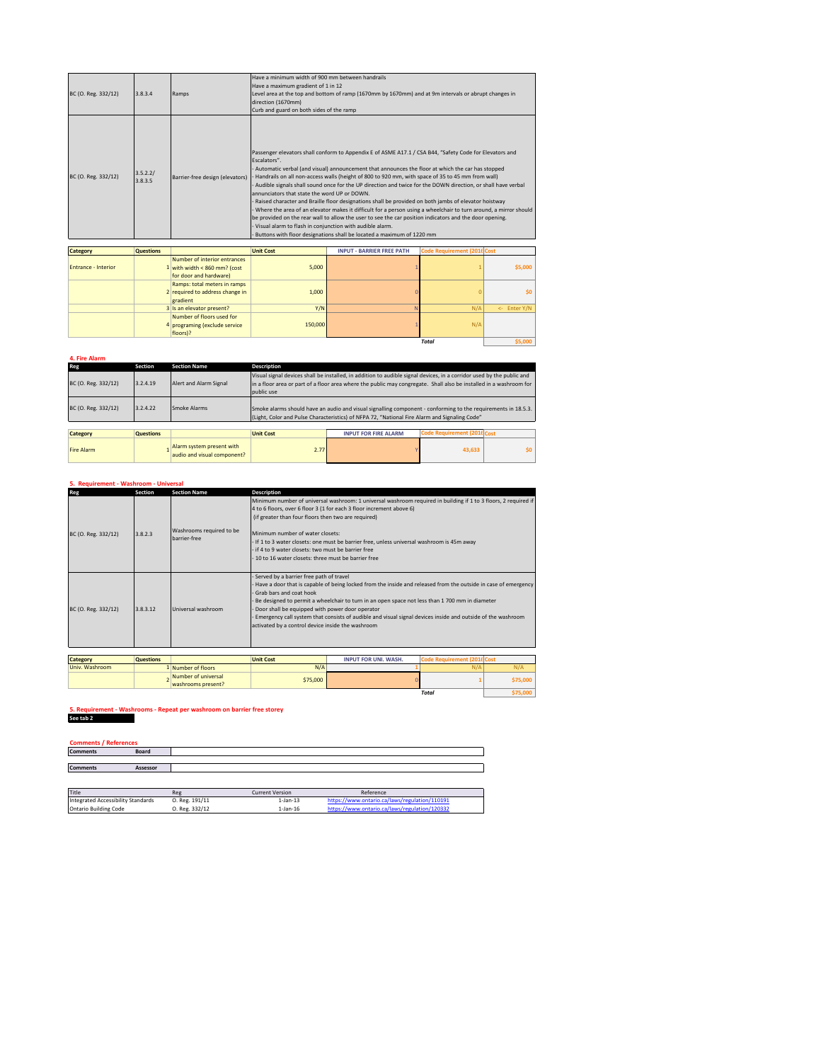| | | | |
|---|---|---|---|
| BC (O. Reg. 332/12) | 3.8.3.4 | Ramps | Have a minimum width of 900 mm between handrails<br>Have a maximum gradient of 1 in 12<br>Level area at the top and bottom of ramp (1670mm by 1670mm) and at 9m intervals or abrupt changes in direction (1670mm)<br>Curb and guard on both sides of the ramp |
| BC (O. Reg. 332/12) | 3.5.2.2/ 3.8.3.5 | Barrier-free design (elevators) | Passenger elevators shall conform to Appendix E of ASME A17.1 / CSA B44, "Safety Code for Elevators and Escalators".<br>- Automatic verbal (and visual) announcement that announces the floor at which the car has stopped<br>- Handrails on all non-access walls (height of 800 to 920 mm, with space of 35 to 45 mm from wall)<br>- Audible signals shall sound once for the UP direction and twice for the DOWN direction, or shall have verbal annunciators that state the word UP or DOWN.<br>- Raised character and Braille floor designations shall be provided on both jambs of elevator hoistway<br>- Where the area of an elevator makes it difficult for a person using a wheelchair to turn around, a mirror should be provided on the rear wall to allow the user to see the car position indicators and the door opening.<br>- Visual alarm to flash in conjunction with audible alarm.<br>- Buttons with floor designations shall be located a maximum of 1220 mm |

| Category | Questions | | Unit Cost | INPUT - BARRIER FREE PATH | Code Requirement (2016) | Cost |
|---|---|---|---|---|---|---|
| Entrance - Interior | 1 | Number of interior entrances with width < 860 mm? (cost for door and hardware) | 5,000 | 1 | 1 | $5,000 |
| | 2 | Ramps: total meters in ramps required to address change in gradient | 1,000 | 0 | 0 | $0 |
| | 3 | Is an elevator present? | Y/N | N | N/A | <- Enter Y/N |
| | 4 | Number of floors used for programing (exclude service floors)? | 150,000 | 1 | N/A | |
| | | | | | Total | $5,000 |

## 4. Fire Alarm

| Reg | Section | Section Name | Description |
|---|---|---|---|
| BC (O. Reg. 332/12) | 3.2.4.19 | Alert and Alarm Signal | Visual signal devices shall be installed, in addition to audible signal devices, in a corridor used by the public and in a floor area or part of a floor area where the public may congregate. Shall also be installed in a washroom for public use |
| BC (O. Reg. 332/12) | 3.2.4.22 | Smoke Alarms | Smoke alarms should have an audio and visual signalling component - conforming to the requirements in 18.5.3. (Light, Color and Pulse Characteristics) of NFPA 72, "National Fire Alarm and Signaling Code" |

| Category | Questions | | Unit Cost | INPUT FOR FIRE ALARM | Code Requirement (2016) | Cost |
|---|---|---|---|---|---|---|
| Fire Alarm | 1 | Alarm system present with audio and visual component? | 2.77 | Y | 43,633 | $0 |

## 5. Requirement - Washroom - Universal

| Reg | Section | Section Name | Description |
|---|---|---|---|
| BC (O. Reg. 332/12) | 3.8.2.3 | Washrooms required to be barrier-free | Minimum number of universal washroom: 1 universal washroom required in building if 1 to 3 floors, 2 required if 4 to 6 floors, over 6 floor 3 (1 for each 3 floor increment above 6)<br>(if greater than four floors then two are required)<br><br>Minimum number of water closets:<br>- If 1 to 3 water closets: one must be barrier free, unless universal washroom is 45m away<br>- if 4 to 9 water closets: two must be barrier free<br>- 10 to 16 water closets: three must be barrier free |
| BC (O. Reg. 332/12) | 3.8.3.12 | Universal washroom | - Served by a barrier free path of travel<br>- Have a door that is capable of being locked from the inside and released from the outside in case of emergency<br>- Grab bars and coat hook<br>- Be designed to permit a wheelchair to turn in an open space not less than 1 700 mm in diameter<br>- Door shall be equipped with power door operator<br>- Emergency call system that consists of audible and visual signal devices inside and outside of the washroom activated by a control device inside the washroom |

| Category | Questions | | Unit Cost | INPUT FOR UNI. WASH. | Code Requirement (2016) | Cost |
|---|---|---|---|---|---|---|
| Univ. Washroom | 1 | Number of floors | N/A | 1 | N/A | N/A |
| | 2 | Number of universal washrooms present? | $75,000 | 0 | 1 | $75,000 |
| | | | | | Total | $75,000 |

## 5. Requirement - Washrooms - Repeat per washroom on barrier free storey

**See tab 2**

## Comments / References

| Comments | Board | |
|---|---|---|

| Comments | Assessor | |
|---|---|---|

| Title | Reg | Current Version | Reference |
|---|---|---|---|
| Integrated Accessibility Standards | O. Reg. 191/11 | 1-Jan-13 | https://www.ontario.ca/laws/regulation/110191 |
| Ontario Building Code | O. Reg. 332/12 | 1-Jan-16 | https://www.ontario.ca/laws/regulation/120332 |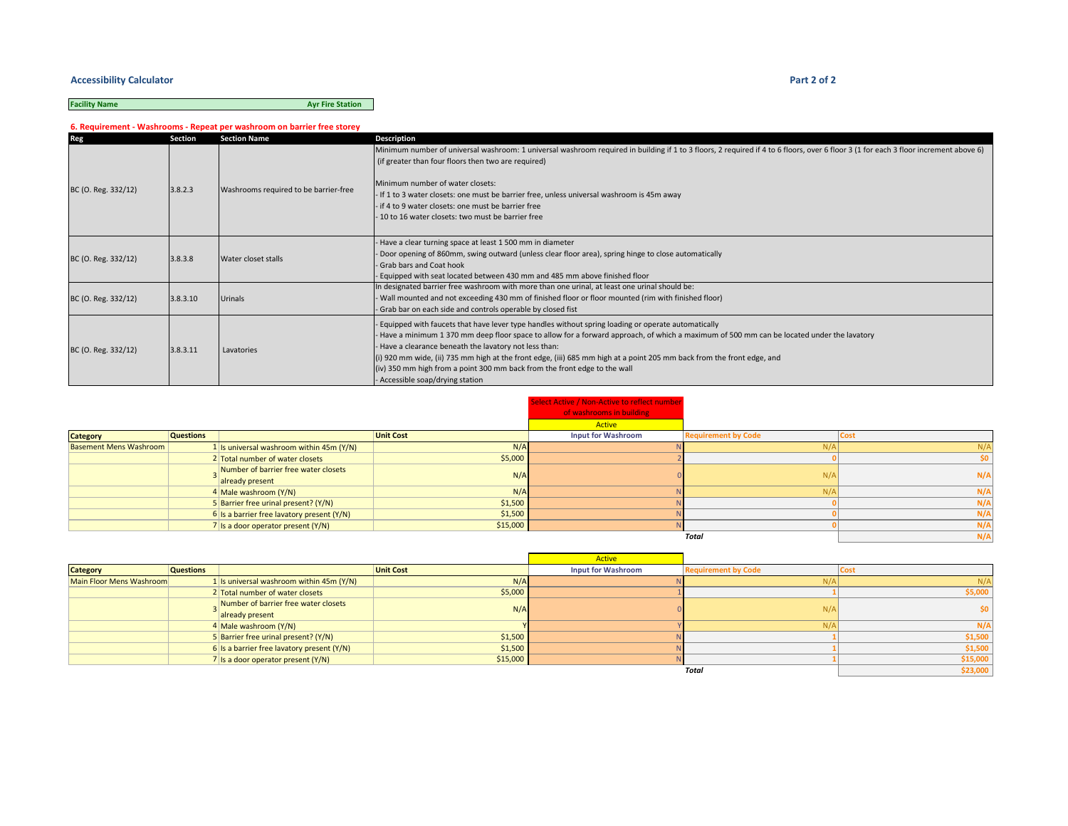**Accessibility Calculator**

**Part 2 of 2**

| Facility Name | Ayr Fire Station |
|---|---|

**6. Requirement - Washrooms - Repeat per washroom on barrier free storey**

| Reg | Section | Section Name | Description |
|---|---|---|---|
| BC (O. Reg. 332/12) | 3.8.2.3 | Washrooms required to be barrier-free | Minimum number of universal washroom: 1 universal washroom required in building if 1 to 3 floors, 2 required if 4 to 6 floors, over 6 floor 3 (1 for each 3 floor increment above 6) (if greater than four floors then two are required)<br><br>Minimum number of water closets:<br>- If 1 to 3 water closets: one must be barrier free, unless universal washroom is 45m away<br>- if 4 to 9 water closets: one must be barrier free<br>- 10 to 16 water closets: two must be barrier free |
| BC (O. Reg. 332/12) | 3.8.3.8 | Water closet stalls | - Have a clear turning space at least 1 500 mm in diameter<br>- Door opening of 860mm, swing outward (unless clear floor area), spring hinge to close automatically<br>- Grab bars and Coat hook<br>- Equipped with seat located between 430 mm and 485 mm above finished floor |
| BC (O. Reg. 332/12) | 3.8.3.10 | Urinals | In designated barrier free washroom with more than one urinal, at least one urinal should be:<br>- Wall mounted and not exceeding 430 mm of finished floor or floor mounted (rim with finished floor)<br>- Grab bar on each side and controls operable by closed fist |
| BC (O. Reg. 332/12) | 3.8.3.11 | Lavatories | - Equipped with faucets that have lever type handles without spring loading or operate automatically<br>- Have a minimum 1 370 mm deep floor space to allow for a forward approach, of which a maximum of 500 mm can be located under the lavatory<br>- Have a clearance beneath the lavatory not less than:<br>(i) 920 mm wide, (ii) 735 mm high at the front edge, (iii) 685 mm high at a point 205 mm back from the front edge, and<br>(iv) 350 mm high from a point 300 mm back from the front edge to the wall<br>- Accessible soap/drying station |

Select Active / Non-Active to reflect number of washrooms in building

| | | | | Active | | |
|---|---|---|---|---|---|---|
| **Category** | **Questions** | | **Unit Cost** | **Input for Washroom** | **Requirement by Code** | **Cost** |
| Basement Mens Washroom | 1 | Is universal washroom within 45m (Y/N) | N/A | N | N/A | N/A |
| | 2 | Total number of water closets | $5,000 | 2 | 0 | $0 |
| | 3 | Number of barrier free water closets already present | N/A | 0 | N/A | N/A |
| | 4 | Male washroom (Y/N) | N/A | N | N/A | N/A |
| | 5 | Barrier free urinal present? (Y/N) | $1,500 | N | 0 | N/A |
| | 6 | Is a barrier free lavatory present (Y/N) | $1,500 | N | 0 | N/A |
| | 7 | Is a door operator present (Y/N) | $15,000 | N | 0 | N/A |
| | | | | | ***Total*** | N/A |

| | | | | Active | | |
|---|---|---|---|---|---|---|
| **Category** | **Questions** | | **Unit Cost** | **Input for Washroom** | **Requirement by Code** | **Cost** |
| Main Floor Mens Washroom | 1 | Is universal washroom within 45m (Y/N) | N/A | N | N/A | N/A |
| | 2 | Total number of water closets | $5,000 | 1 | 1 | $5,000 |
| | 3 | Number of barrier free water closets already present | N/A | 0 | N/A | $0 |
| | 4 | Male washroom (Y/N) | Y | Y | N/A | N/A |
| | 5 | Barrier free urinal present? (Y/N) | $1,500 | N | 1 | $1,500 |
| | 6 | Is a barrier free lavatory present (Y/N) | $1,500 | N | 1 | $1,500 |
| | 7 | Is a door operator present (Y/N) | $15,000 | N | 1 | $15,000 |
| | | | | | ***Total*** | $23,000 |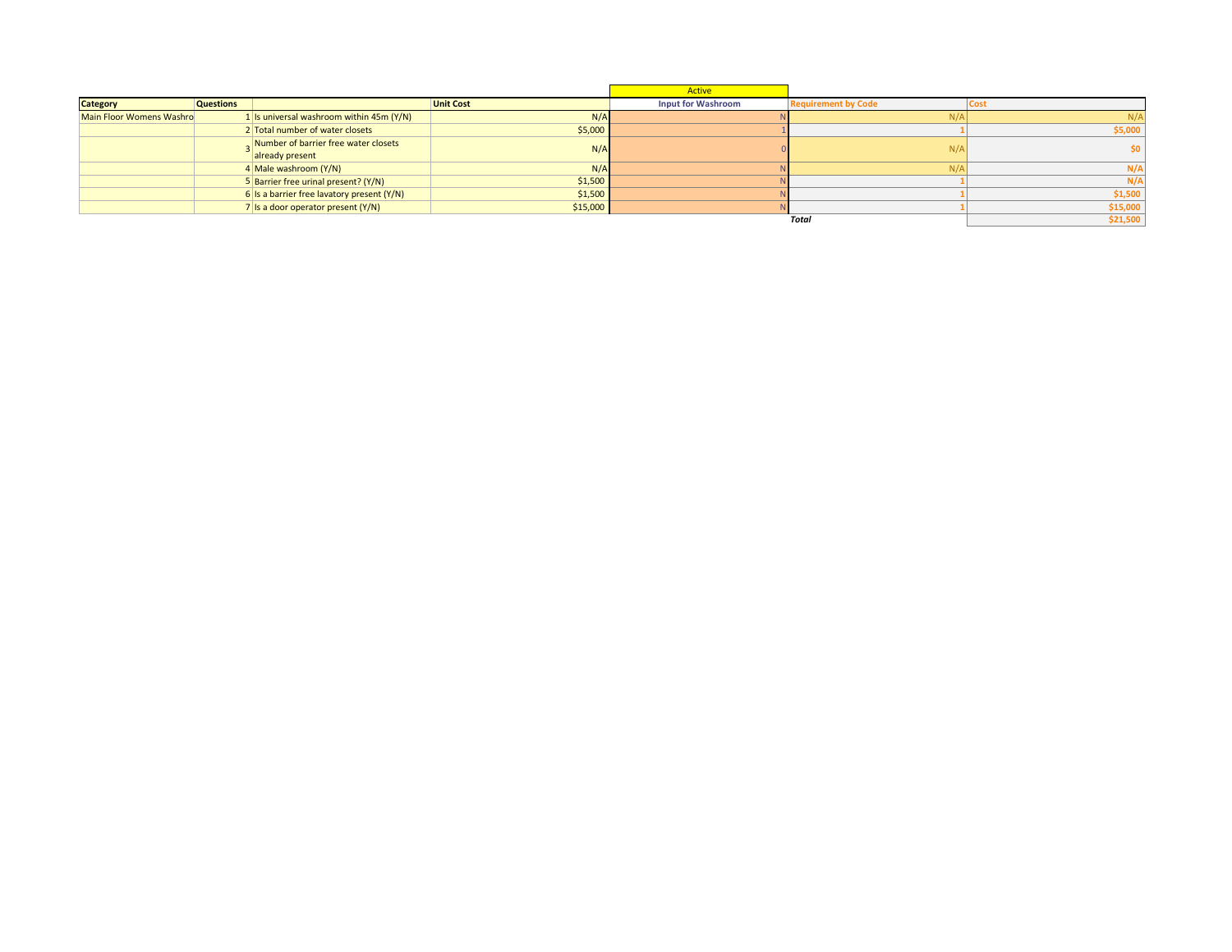| | | | | Active | | |
|---|---|---|---|---|---|---|
| **Category** | **Questions** | | **Unit Cost** | **Input for Washroom** | **Requirement by Code** | **Cost** |
| Main Floor Womens Washro | 1 | Is universal washroom within 45m (Y/N) | N/A | N | N/A | N/A |
| | 2 | Total number of water closets | $5,000 | 1 | 1 | $5,000 |
| | 3 | Number of barrier free water closets already present | N/A | 0 | N/A | $0 |
| | 4 | Male washroom (Y/N) | N/A | N | N/A | N/A |
| | 5 | Barrier free urinal present? (Y/N) | $1,500 | N | 1 | N/A |
| | 6 | Is a barrier free lavatory present (Y/N) | $1,500 | N | 1 | $1,500 |
| | 7 | Is a door operator present (Y/N) | $15,000 | N | 1 | $15,000 |
| | | | | | ***Total*** | $21,500 |